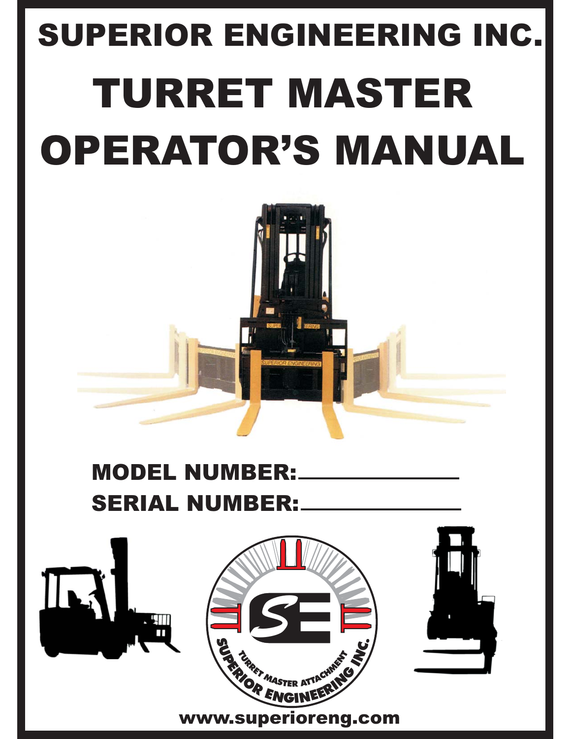# SUPERIOR ENGINEERING INC.

# TURRET MASTER OPERATOR'S MANUAL

**MODEL NUMBER:** ________________

**SERIAL NUMBER:** ________________

www.superioreng.com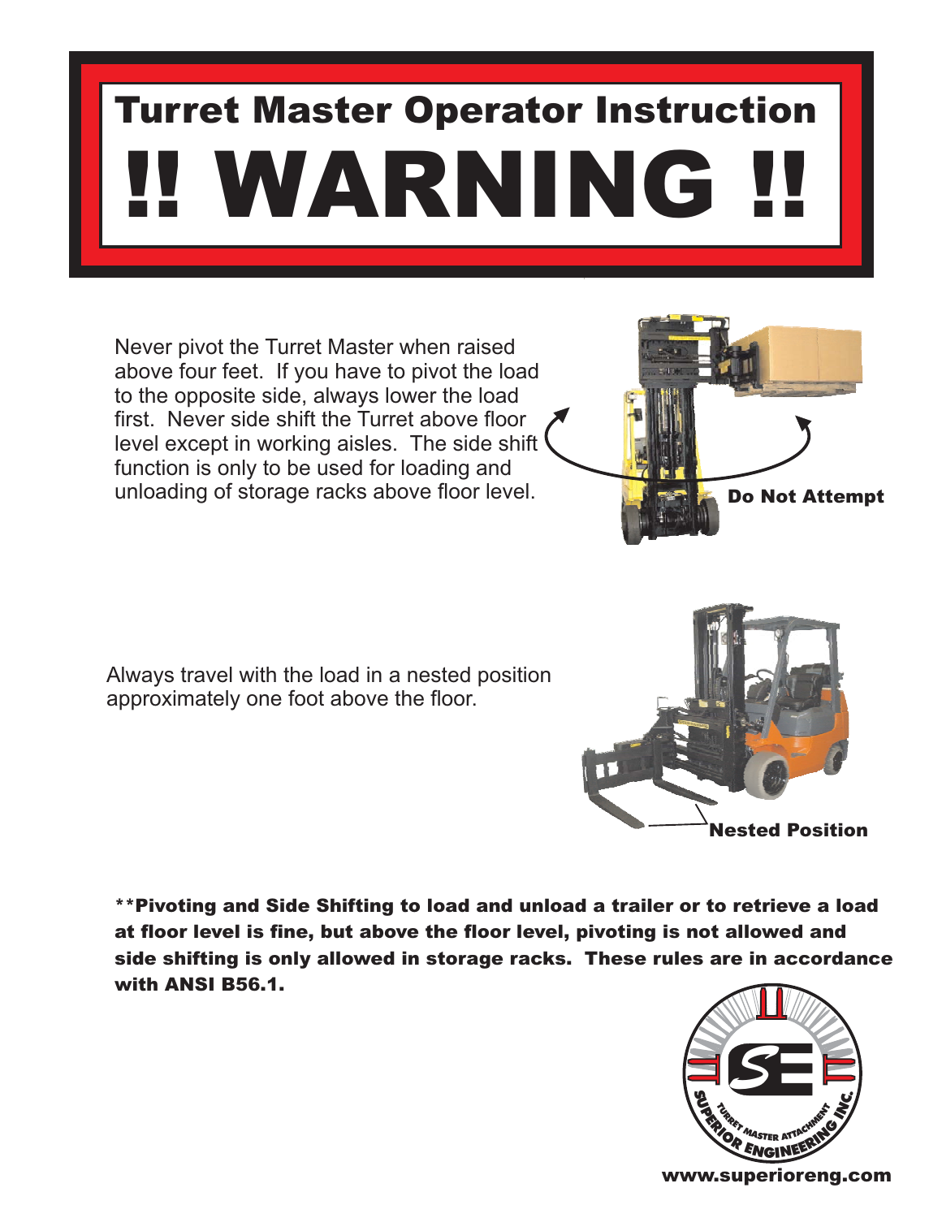# Turret Master Operator Instruction

# !! WARNING !!

Never pivot the Turret Master when raised above four feet. If you have to pivot the load to the opposite side, always lower the load first. Never side shift the Turret above floor level except in working aisles. The side shift function is only to be used for loading and unloading of storage racks above floor level.

**Do Not Attempt**

Always travel with the load in a nested position approximately one foot above the floor.

**Nested Position**

****Pivoting and Side Shifting to load and unload a trailer or to retrieve a load at floor level is fine, but above the floor level, pivoting is not allowed and side shifting is only allowed in storage racks. These rules are in accordance with ANSI B56.1.**

SE — Superior Engineering Inc. — Turret Master Attachment

**www.superioreng.com**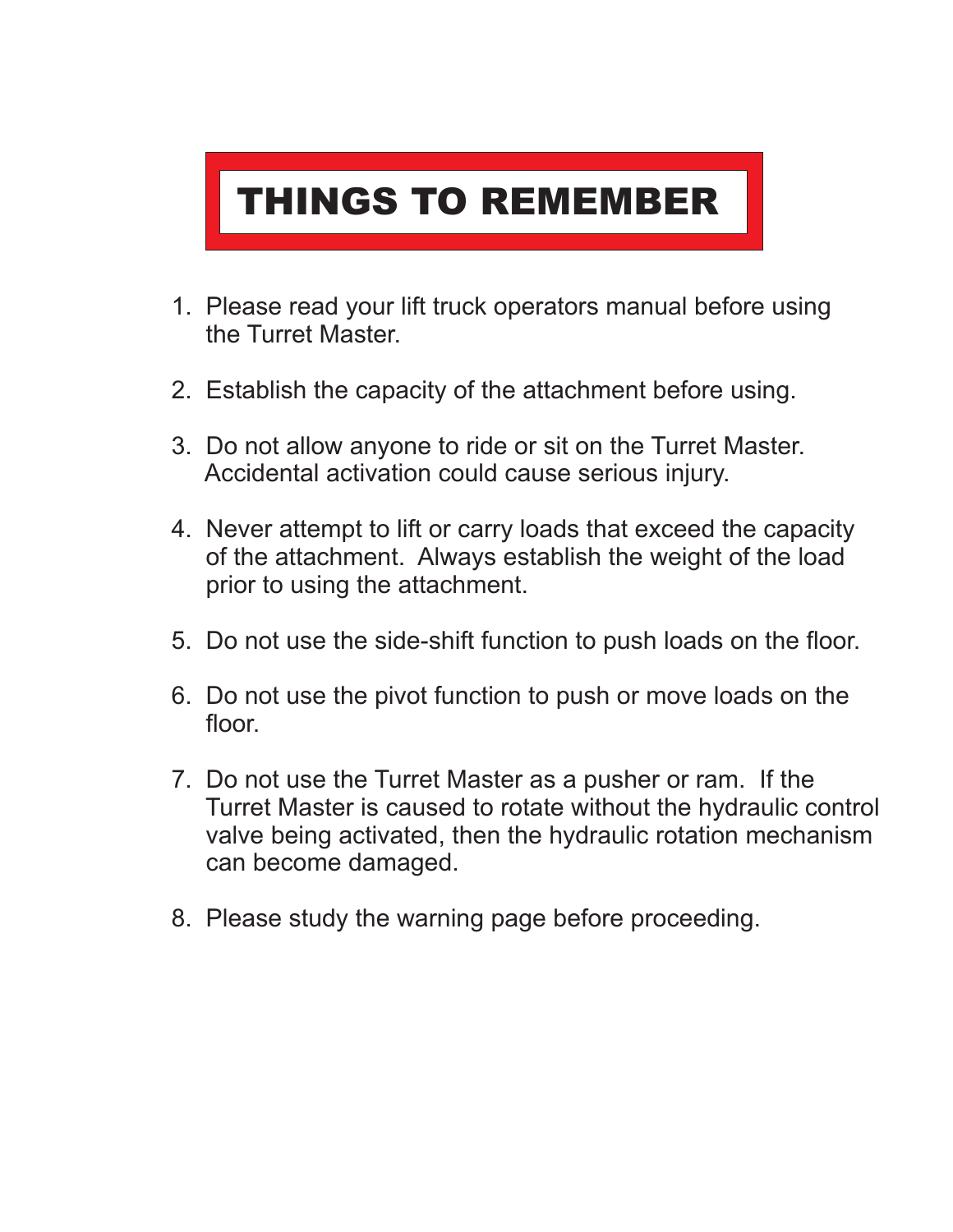# THINGS TO REMEMBER

1. Please read your lift truck operators manual before using the Turret Master.

2. Establish the capacity of the attachment before using.

3. Do not allow anyone to ride or sit on the Turret Master. Accidental activation could cause serious injury.

4. Never attempt to lift or carry loads that exceed the capacity of the attachment. Always establish the weight of the load prior to using the attachment.

5. Do not use the side-shift function to push loads on the floor.

6. Do not use the pivot function to push or move loads on the floor.

7. Do not use the Turret Master as a pusher or ram. If the Turret Master is caused to rotate without the hydraulic control valve being activated, then the hydraulic rotation mechanism can become damaged.

8. Please study the warning page before proceeding.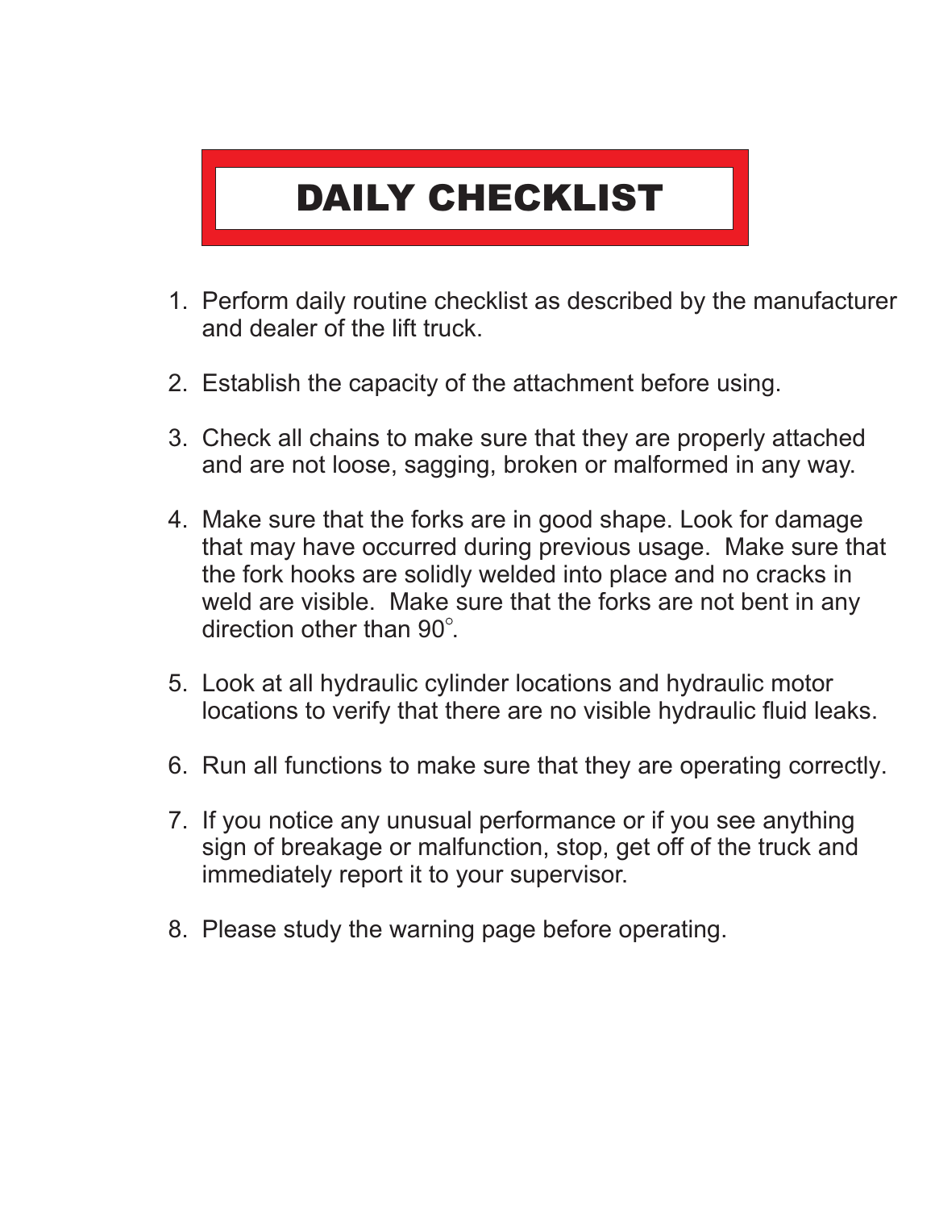# DAILY CHECKLIST

1. Perform daily routine checklist as described by the manufacturer and dealer of the lift truck.

2. Establish the capacity of the attachment before using.

3. Check all chains to make sure that they are properly attached and are not loose, sagging, broken or malformed in any way.

4. Make sure that the forks are in good shape. Look for damage that may have occurred during previous usage. Make sure that the fork hooks are solidly welded into place and no cracks in weld are visible. Make sure that the forks are not bent in any direction other than 90°.

5. Look at all hydraulic cylinder locations and hydraulic motor locations to verify that there are no visible hydraulic fluid leaks.

6. Run all functions to make sure that they are operating correctly.

7. If you notice any unusual performance or if you see anything sign of breakage or malfunction, stop, get off of the truck and immediately report it to your supervisor.

8. Please study the warning page before operating.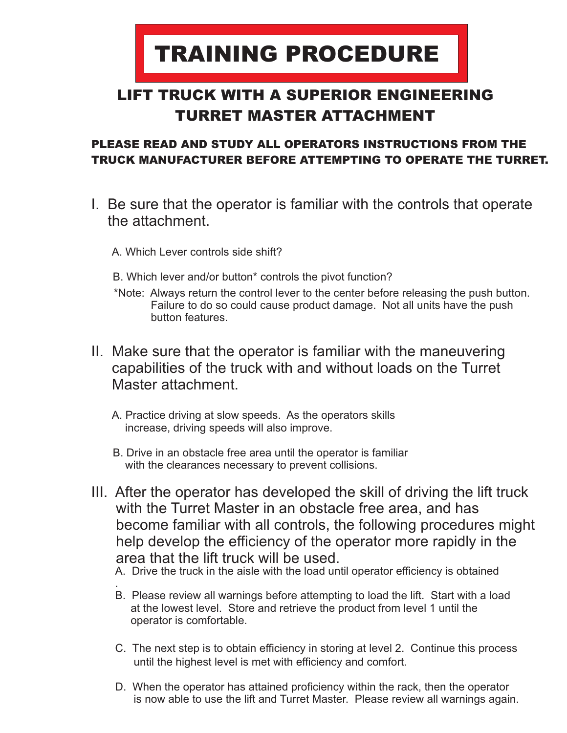# TRAINING PROCEDURE

## LIFT TRUCK WITH A SUPERIOR ENGINEERING TURRET MASTER ATTACHMENT

**PLEASE READ AND STUDY ALL OPERATORS INSTRUCTIONS FROM THE TRUCK MANUFACTURER BEFORE ATTEMPTING TO OPERATE THE TURRET.**

I. Be sure that the operator is familiar with the controls that operate the attachment.

   A. Which Lever controls side shift?

   B. Which lever and/or button* controls the pivot function?

   *Note: Always return the control lever to the center before releasing the push button. Failure to do so could cause product damage. Not all units have the push button features.

II. Make sure that the operator is familiar with the maneuvering capabilities of the truck with and without loads on the Turret Master attachment.

   A. Practice driving at slow speeds. As the operators skills increase, driving speeds will also improve.

   B. Drive in an obstacle free area until the operator is familiar with the clearances necessary to prevent collisions.

III. After the operator has developed the skill of driving the lift truck with the Turret Master in an obstacle free area, and has become familiar with all controls, the following procedures might help develop the efficiency of the operator more rapidly in the area that the lift truck will be used.

   A. Drive the truck in the aisle with the load until operator efficiency is obtained.

   B. Please review all warnings before attempting to load the lift. Start with a load at the lowest level. Store and retrieve the product from level 1 until the operator is comfortable.

   C. The next step is to obtain efficiency in storing at level 2. Continue this process until the highest level is met with efficiency and comfort.

   D. When the operator has attained proficiency within the rack, then the operator is now able to use the lift and Turret Master. Please review all warnings again.